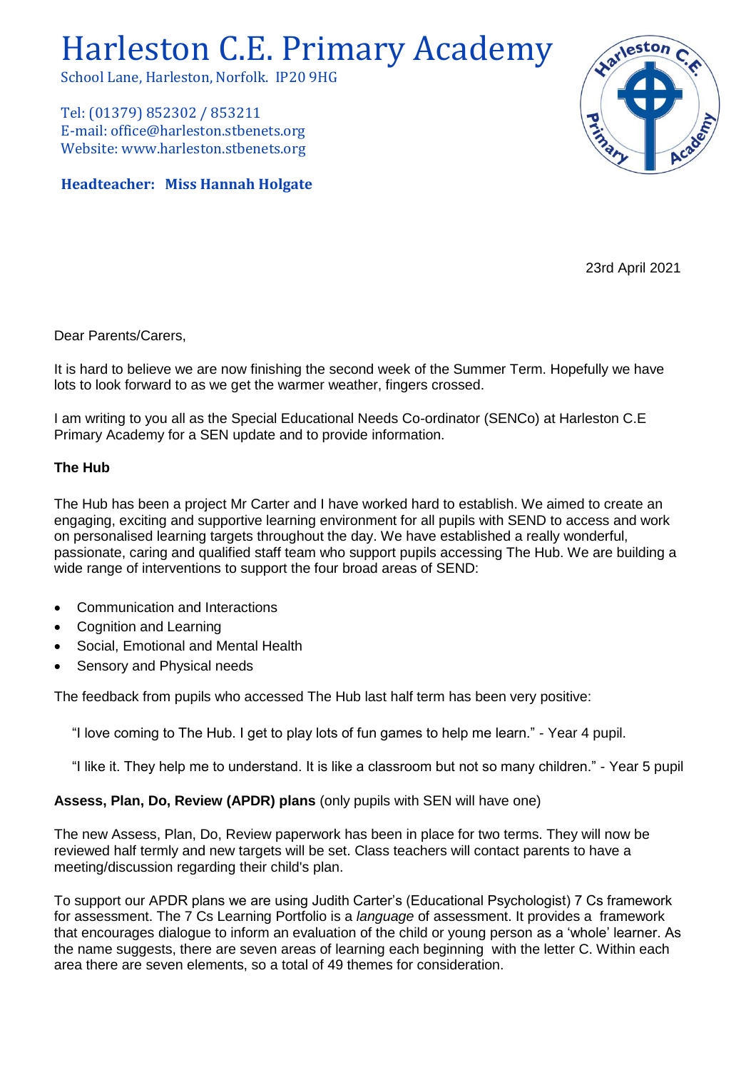# Harleston C.E. Primary Academy

School Lane, Harleston, Norfolk. IP20 9HG

Tel: (01379) 852302 / 853211
E-mail: office@harleston.stbenets.org
Website: www.harleston.stbenets.org

**Headteacher: Miss Hannah Holgate**

23rd April 2021

Dear Parents/Carers,

It is hard to believe we are now finishing the second week of the Summer Term. Hopefully we have lots to look forward to as we get the warmer weather, fingers crossed.

I am writing to you all as the Special Educational Needs Co-ordinator (SENCo) at Harleston C.E Primary Academy for a SEN update and to provide information.

**The Hub**

The Hub has been a project Mr Carter and I have worked hard to establish. We aimed to create an engaging, exciting and supportive learning environment for all pupils with SEND to access and work on personalised learning targets throughout the day. We have established a really wonderful, passionate, caring and qualified staff team who support pupils accessing The Hub. We are building a wide range of interventions to support the four broad areas of SEND:

- Communication and Interactions
- Cognition and Learning
- Social, Emotional and Mental Health
- Sensory and Physical needs

The feedback from pupils who accessed The Hub last half term has been very positive:

"I love coming to The Hub. I get to play lots of fun games to help me learn." - Year 4 pupil.

"I like it. They help me to understand. It is like a classroom but not so many children." - Year 5 pupil

**Assess, Plan, Do, Review (APDR) plans** (only pupils with SEN will have one)

The new Assess, Plan, Do, Review paperwork has been in place for two terms. They will now be reviewed half termly and new targets will be set. Class teachers will contact parents to have a meeting/discussion regarding their child's plan.

To support our APDR plans we are using Judith Carter's (Educational Psychologist) 7 Cs framework for assessment. The 7 Cs Learning Portfolio is a *language* of assessment. It provides a framework that encourages dialogue to inform an evaluation of the child or young person as a 'whole' learner. As the name suggests, there are seven areas of learning each beginning with the letter C. Within each area there are seven elements, so a total of 49 themes for consideration.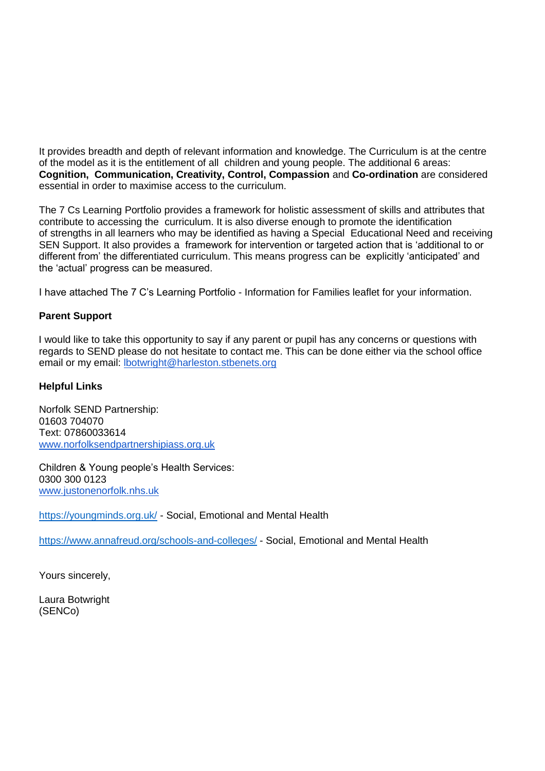It provides breadth and depth of relevant information and knowledge. The Curriculum is at the centre of the model as it is the entitlement of all children and young people. The additional 6 areas: **Cognition, Communication, Creativity, Control, Compassion** and **Co-ordination** are considered essential in order to maximise access to the curriculum.

The 7 Cs Learning Portfolio provides a framework for holistic assessment of skills and attributes that contribute to accessing the curriculum. It is also diverse enough to promote the identification of strengths in all learners who may be identified as having a Special Educational Need and receiving SEN Support. It also provides a framework for intervention or targeted action that is 'additional to or different from' the differentiated curriculum. This means progress can be explicitly 'anticipated' and the 'actual' progress can be measured.

I have attached The 7 C's Learning Portfolio - Information for Families leaflet for your information.

**Parent Support**

I would like to take this opportunity to say if any parent or pupil has any concerns or questions with regards to SEND please do not hesitate to contact me. This can be done either via the school office email or my email: lbotwright@harleston.stbenets.org

**Helpful Links**

Norfolk SEND Partnership:
01603 704070
Text: 07860033614
www.norfolksendpartnershipiass.org.uk

Children & Young people's Health Services:
0300 300 0123
www.justonenorfolk.nhs.uk

https://youngminds.org.uk/ - Social, Emotional and Mental Health

https://www.annafreud.org/schools-and-colleges/ - Social, Emotional and Mental Health

Yours sincerely,

Laura Botwright
(SENCo)